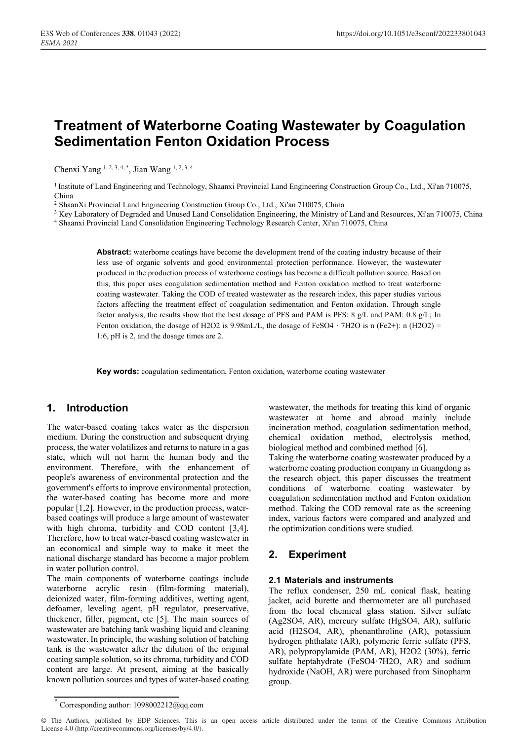# Treatment of Waterborne Coating Wastewater by Coagulation Sedimentation Fenton Oxidation Process

Chenxi Yang [1, 2, 3, 4, *], Jian Wang [1, 2, 3, 4]

[1] Institute of Land Engineering and Technology, Shaanxi Provincial Land Engineering Construction Group Co., Ltd., Xi'an 710075, China

[2] ShaanXi Provincial Land Engineering Construction Group Co., Ltd., Xi'an 710075, China

[3] Key Laboratory of Degraded and Unused Land Consolidation Engineering, the Ministry of Land and Resources, Xi'an 710075, China

[4] Shaanxi Provincial Land Consolidation Engineering Technology Research Center, Xi'an 710075, China

**Abstract:** waterborne coatings have become the development trend of the coating industry because of their less use of organic solvents and good environmental protection performance. However, the wastewater produced in the production process of waterborne coatings has become a difficult pollution source. Based on this, this paper uses coagulation sedimentation method and Fenton oxidation method to treat waterborne coating wastewater. Taking the COD of treated wastewater as the research index, this paper studies various factors affecting the treatment effect of coagulation sedimentation and Fenton oxidation. Through single factor analysis, the results show that the best dosage of PFS and PAM is PFS: 8 g/L and PAM: 0.8 g/L; In Fenton oxidation, the dosage of $H_2O_2$ is 9.98mL/L, the dosage of $FeSO_4 \cdot 7H_2O$ is n ($Fe^{2+}$): n ($H_2O_2$) = 1:6, pH is 2, and the dosage times are 2.

**Key words:** coagulation sedimentation, Fenton oxidation, waterborne coating wastewater

## 1. Introduction

The water-based coating takes water as the dispersion medium. During the construction and subsequent drying process, the water volatilizes and returns to nature in a gas state, which will not harm the human body and the environment. Therefore, with the enhancement of people's awareness of environmental protection and the government's efforts to improve environmental protection, the water-based coating has become more and more popular [1,2]. However, in the production process, water-based coatings will produce a large amount of wastewater with high chroma, turbidity and COD content [3,4]. Therefore, how to treat water-based coating wastewater in an economical and simple way to make it meet the national discharge standard has become a major problem in water pollution control.

The main components of waterborne coatings include waterborne acrylic resin (film-forming material), deionized water, film-forming additives, wetting agent, defoamer, leveling agent, pH regulator, preservative, thickener, filler, pigment, etc [5]. The main sources of wastewater are batching tank washing liquid and cleaning wastewater. In principle, the washing solution of batching tank is the wastewater after the dilution of the original coating sample solution, so its chroma, turbidity and COD content are large. At present, aiming at the basically known pollution sources and types of water-based coating wastewater, the methods for treating this kind of organic wastewater at home and abroad mainly include incineration method, coagulation sedimentation method, chemical oxidation method, electrolysis method, biological method and combined method [6].

Taking the waterborne coating wastewater produced by a waterborne coating production company in Guangdong as the research object, this paper discusses the treatment conditions of waterborne coating wastewater by coagulation sedimentation method and Fenton oxidation method. Taking the COD removal rate as the screening index, various factors were compared and analyzed and the optimization conditions were studied.

## 2. Experiment

### 2.1 Materials and instruments

The reflux condenser, 250 mL conical flask, heating jacket, acid burette and thermometer are all purchased from the local chemical glass station. Silver sulfate ($Ag_2SO_4$, AR), mercury sulfate ($HgSO_4$, AR), sulfuric acid ($H_2SO_4$, AR), phenanthroline (AR), potassium hydrogen phthalate (AR), polymeric ferric sulfate (PFS, AR), polypropylamide (PAM, AR), $H_2O_2$ (30%), ferric sulfate heptahydrate ($FeSO_4 \cdot 7H_2O$, AR) and sodium hydroxide (NaOH, AR) were purchased from Sinopharm group.

[*] Corresponding author: 1098002212@qq.com

© The Authors, published by EDP Sciences. This is an open access article distributed under the terms of the Creative Commons Attribution License 4.0 (http://creativecommons.org/licenses/by/4.0/).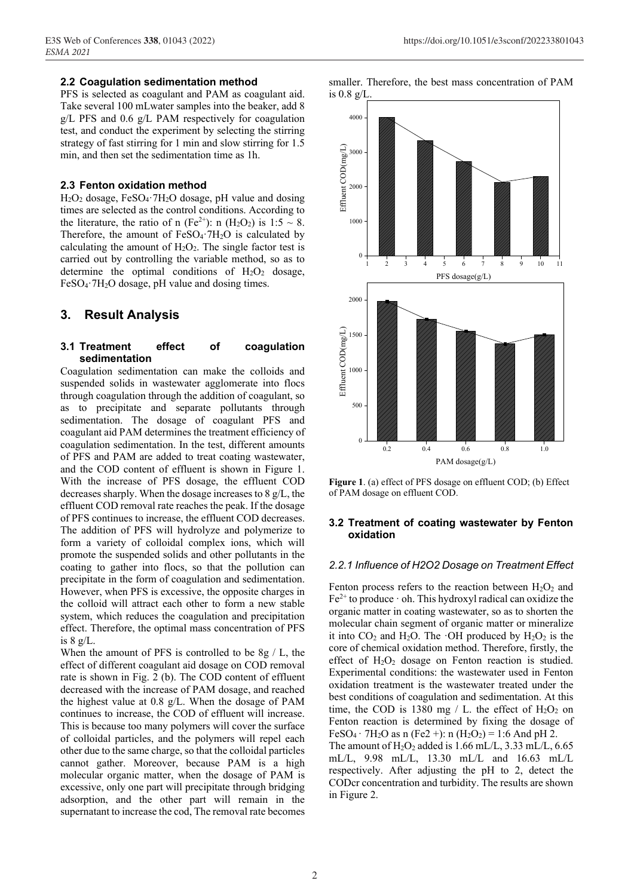## 2.2 Coagulation sedimentation method

PFS is selected as coagulant and PAM as coagulant aid. Take several 100 mLwater samples into the beaker, add 8 g/L PFS and 0.6 g/L PAM respectively for coagulation test, and conduct the experiment by selecting the stirring strategy of fast stirring for 1 min and slow stirring for 1.5 min, and then set the sedimentation time as 1h.

## 2.3 Fenton oxidation method

$H_2O_2$ dosage, $FeSO_4 \cdot 7H_2O$ dosage, pH value and dosing times are selected as the control conditions. According to the literature, the ratio of n ($Fe^{2+}$): n ($H_2O_2$) is 1:5 ~ 8. Therefore, the amount of $FeSO_4 \cdot 7H_2O$ is calculated by calculating the amount of $H_2O_2$. The single factor test is carried out by controlling the variable method, so as to determine the optimal conditions of $H_2O_2$ dosage, $FeSO_4 \cdot 7H_2O$ dosage, pH value and dosing times.

# 3. Result Analysis

## 3.1 Treatment effect of coagulation sedimentation

Coagulation sedimentation can make the colloids and suspended solids in wastewater agglomerate into flocs through coagulation through the addition of coagulant, so as to precipitate and separate pollutants through sedimentation. The dosage of coagulant PFS and coagulant aid PAM determines the treatment efficiency of coagulation sedimentation. In the test, different amounts of PFS and PAM are added to treat coating wastewater, and the COD content of effluent is shown in Figure 1. With the increase of PFS dosage, the effluent COD decreases sharply. When the dosage increases to 8 g/L, the effluent COD removal rate reaches the peak. If the dosage of PFS continues to increase, the effluent COD decreases. The addition of PFS will hydrolyze and polymerize to form a variety of colloidal complex ions, which will promote the suspended solids and other pollutants in the coating to gather into flocs, so that the pollution can precipitate in the form of coagulation and sedimentation. However, when PFS is excessive, the opposite charges in the colloid will attract each other to form a new stable system, which reduces the coagulation and precipitation effect. Therefore, the optimal mass concentration of PFS is 8 g/L.

When the amount of PFS is controlled to be 8g / L, the effect of different coagulant aid dosage on COD removal rate is shown in Fig. 2 (b). The COD content of effluent decreased with the increase of PAM dosage, and reached the highest value at 0.8 g/L. When the dosage of PAM continues to increase, the COD of effluent will increase. This is because too many polymers will cover the surface of colloidal particles, and the polymers will repel each other due to the same charge, so that the colloidal particles cannot gather. Moreover, because PAM is a high molecular organic matter, when the dosage of PAM is excessive, only one part will precipitate through bridging adsorption, and the other part will remain in the supernatant to increase the cod, The removal rate becomes smaller. Therefore, the best mass concentration of PAM is 0.8 g/L.

**Figure 1**. (a) effect of PFS dosage on effluent COD; (b) Effect of PAM dosage on effluent COD.

## 3.2 Treatment of coating wastewater by Fenton oxidation

### *2.2.1 Influence of H2O2 Dosage on Treatment Effect*

Fenton process refers to the reaction between $H_2O_2$ and $Fe^{2+}$ to produce · oh. This hydroxyl radical can oxidize the organic matter in coating wastewater, so as to shorten the molecular chain segment of organic matter or mineralize it into $CO_2$ and $H_2O$. The ·OH produced by $H_2O_2$ is the core of chemical oxidation method. Therefore, firstly, the effect of $H_2O_2$ dosage on Fenton reaction is studied. Experimental conditions: the wastewater used in Fenton oxidation treatment is the wastewater treated under the best conditions of coagulation and sedimentation. At this time, the COD is 1380 mg / L. the effect of $H_2O_2$ on Fenton reaction is determined by fixing the dosage of $FeSO_4 \cdot 7H_2O$ as n ($Fe2+$): n ($H_2O_2$) = 1:6 And pH 2.

The amount of $H_2O_2$ added is 1.66 mL/L, 3.33 mL/L, 6.65 mL/L, 9.98 mL/L, 13.30 mL/L and 16.63 mL/L respectively. After adjusting the pH to 2, detect the CODcr concentration and turbidity. The results are shown in Figure 2.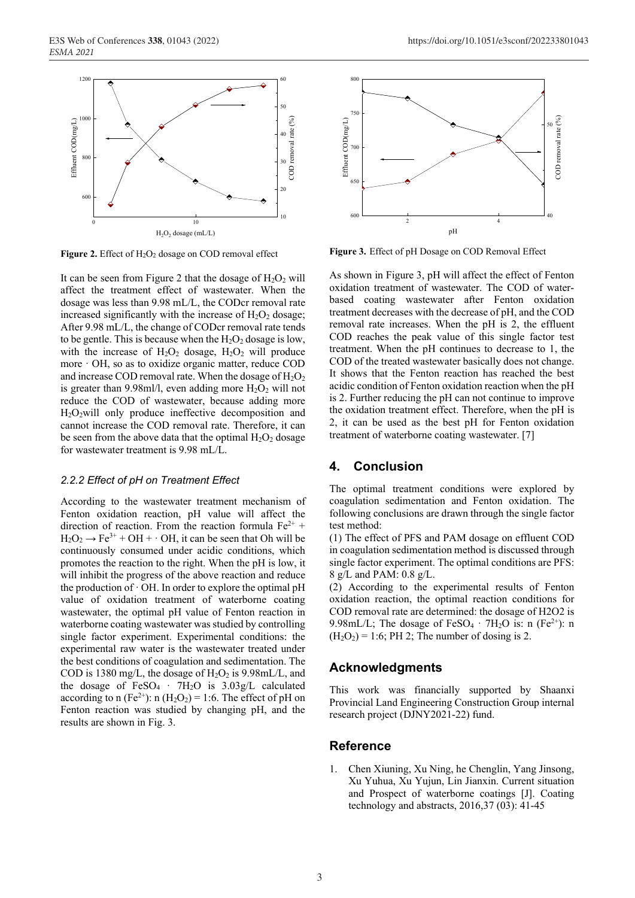Figure 2. Effect of $H_2O_2$ dosage on COD removal effect

It can be seen from Figure 2 that the dosage of $H_2O_2$ will affect the treatment effect of wastewater. When the dosage was less than 9.98 mL/L, the CODcr removal rate increased significantly with the increase of $H_2O_2$ dosage; After 9.98 mL/L, the change of CODcr removal rate tends to be gentle. This is because when the $H_2O_2$ dosage is low, with the increase of $H_2O_2$ dosage, $H_2O_2$ will produce more · OH, so as to oxidize organic matter, reduce COD and increase COD removal rate. When the dosage of $H_2O_2$ is greater than 9.98ml/l, even adding more $H_2O_2$ will not reduce the COD of wastewater, because adding more $H_2O_2$will only produce ineffective decomposition and cannot increase the COD removal rate. Therefore, it can be seen from the above data that the optimal $H_2O_2$ dosage for wastewater treatment is 9.98 mL/L.

### *2.2.2 Effect of pH on Treatment Effect*

According to the wastewater treatment mechanism of Fenton oxidation reaction, pH value will affect the direction of reaction. From the reaction formula $Fe^{2+}$ + $H_2O_2 \rightarrow Fe^{3+}$ + OH + · OH, it can be seen that Oh will be continuously consumed under acidic conditions, which promotes the reaction to the right. When the pH is low, it will inhibit the progress of the above reaction and reduce the production of · OH. In order to explore the optimal pH value of oxidation treatment of waterborne coating wastewater, the optimal pH value of Fenton reaction in waterborne coating wastewater was studied by controlling single factor experiment. Experimental conditions: the experimental raw water is the wastewater treated under the best conditions of coagulation and sedimentation. The COD is 1380 mg/L, the dosage of $H_2O_2$ is 9.98mL/L, and the dosage of $FeSO_4 \cdot 7H_2O$ is 3.03g/L calculated according to n ($Fe^{2+}$): n ($H_2O_2$) = 1:6. The effect of pH on Fenton reaction was studied by changing pH, and the results are shown in Fig. 3.

Figure 3. Effect of pH Dosage on COD Removal Effect

As shown in Figure 3, pH will affect the effect of Fenton oxidation treatment of wastewater. The COD of water-based coating wastewater after Fenton oxidation treatment decreases with the decrease of pH, and the COD removal rate increases. When the pH is 2, the effluent COD reaches the peak value of this single factor test treatment. When the pH continues to decrease to 1, the COD of the treated wastewater basically does not change. It shows that the Fenton reaction has reached the best acidic condition of Fenton oxidation reaction when the pH is 2. Further reducing the pH can not continue to improve the oxidation treatment effect. Therefore, when the pH is 2, it can be used as the best pH for Fenton oxidation treatment of waterborne coating wastewater. [7]

## 4. Conclusion

The optimal treatment conditions were explored by coagulation sedimentation and Fenton oxidation. The following conclusions are drawn through the single factor test method:

(1) The effect of PFS and PAM dosage on effluent COD in coagulation sedimentation method is discussed through single factor experiment. The optimal conditions are PFS: 8 g/L and PAM: 0.8 g/L.

(2) According to the experimental results of Fenton oxidation reaction, the optimal reaction conditions for COD removal rate are determined: the dosage of H2O2 is 9.98mL/L; The dosage of $FeSO_4 \cdot 7H_2O$ is: n ($Fe^{2+}$): n ($H_2O_2$) = 1:6; PH 2; The number of dosing is 2.

## Acknowledgments

This work was financially supported by Shaanxi Provincial Land Engineering Construction Group internal research project (DJNY2021-22) fund.

## Reference

1. Chen Xiuning, Xu Ning, he Chenglin, Yang Jinsong, Xu Yuhua, Xu Yujun, Lin Jianxin. Current situation and Prospect of waterborne coatings [J]. Coating technology and abstracts, 2016,37 (03): 41-45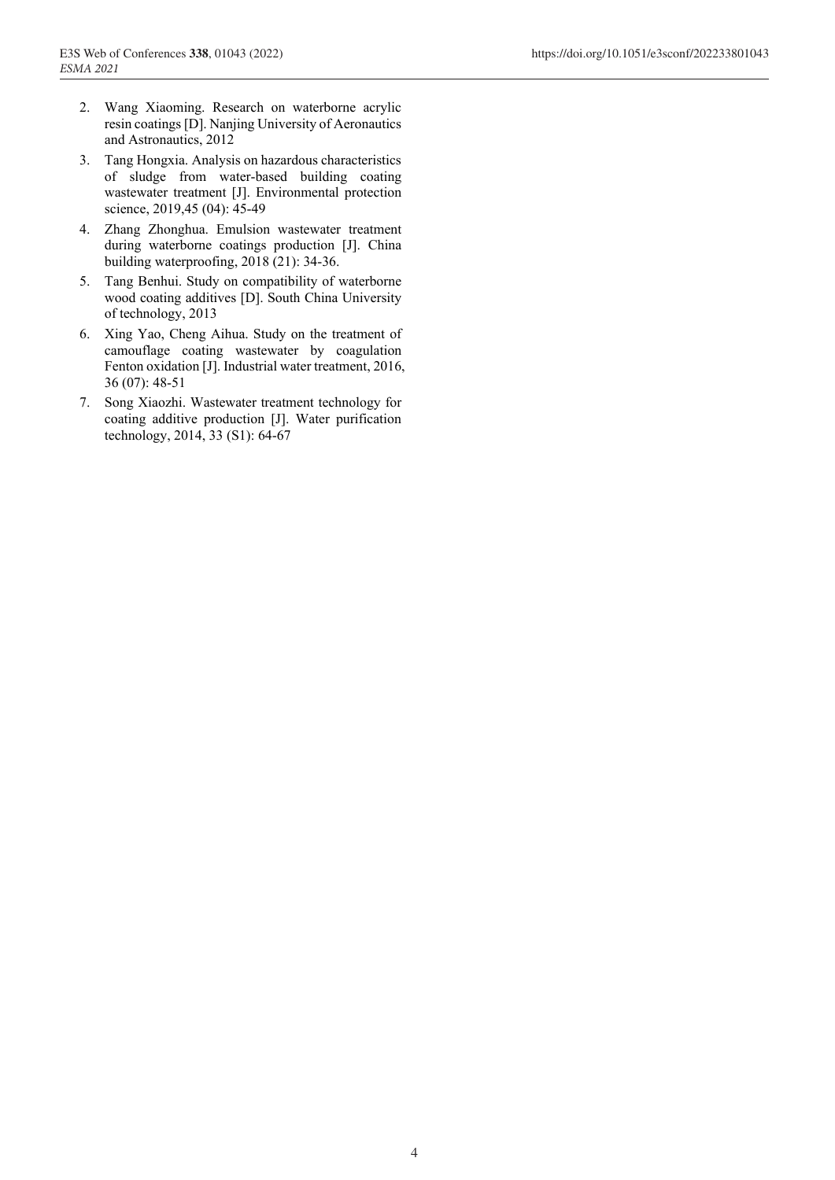2. Wang Xiaoming. Research on waterborne acrylic resin coatings [D]. Nanjing University of Aeronautics and Astronautics, 2012
3. Tang Hongxia. Analysis on hazardous characteristics of sludge from water-based building coating wastewater treatment [J]. Environmental protection science, 2019,45 (04): 45-49
4. Zhang Zhonghua. Emulsion wastewater treatment during waterborne coatings production [J]. China building waterproofing, 2018 (21): 34-36.
5. Tang Benhui. Study on compatibility of waterborne wood coating additives [D]. South China University of technology, 2013
6. Xing Yao, Cheng Aihua. Study on the treatment of camouflage coating wastewater by coagulation Fenton oxidation [J]. Industrial water treatment, 2016, 36 (07): 48-51
7. Song Xiaozhi. Wastewater treatment technology for coating additive production [J]. Water purification technology, 2014, 33 (S1): 64-67